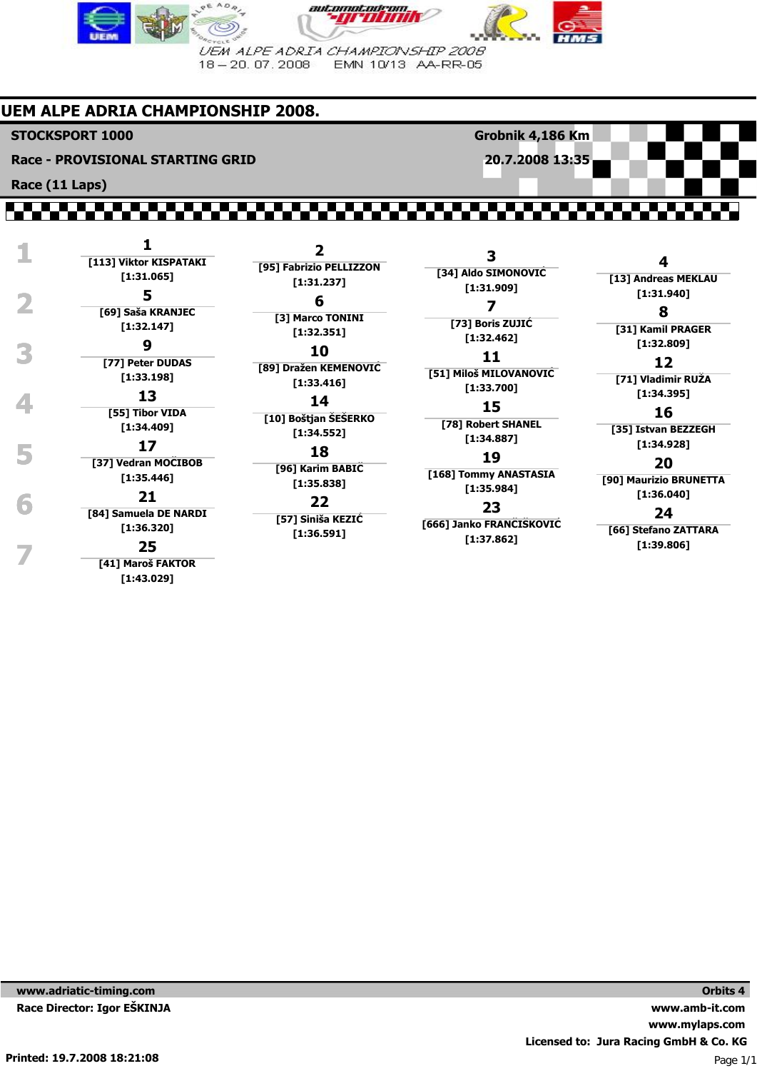UEM ALPE ADRIA CHAMPIONSHIP 2008
18 – 20. 07. 2008 EMN 10/13 AA-RR-05

# UEM ALPE ADRIA CHAMPIONSHIP 2008.

**STOCKSPORT 1000** — **Grobnik 4,186 Km**

**Race - PROVISIONAL STARTING GRID** — **20.7.2008 13:35**

**Race (11 Laps)**

| Row | | | | |
|---|---|---|---|---|
| 1 | **1** [113] Viktor KISPATAKI [1:31.065] | **2** [95] Fabrizio PELLIZZON [1:31.237] | **3** [34] Aldo SIMONOVIĆ [1:31.909] | **4** [13] Andreas MEKLAU [1:31.940] |
| 2 | **5** [69] Saša KRANJEC [1:32.147] | **6** [3] Marco TONINI [1:32.351] | **7** [73] Boris ZUJIĆ [1:32.462] | **8** [31] Kamil PRAGER [1:32.809] |
| 3 | **9** [77] Peter DUDAS [1:33.198] | **10** [89] Dražen KEMENOVIĆ [1:33.416] | **11** [51] Miloš MILOVANOVIĆ [1:33.700] | **12** [71] Vladimir RUŽA [1:34.395] |
| 4 | **13** [55] Tibor VIDA [1:34.409] | **14** [10] Boštjan ŠEŠERKO [1:34.552] | **15** [78] Robert SHANEL [1:34.887] | **16** [35] Istvan BEZZEGH [1:34.928] |
| 5 | **17** [37] Vedran MOČIBOB [1:35.446] | **18** [96] Karim BABIĆ [1:35.838] | **19** [168] Tommy ANASTASIA [1:35.984] | **20** [90] Maurizio BRUNETTA [1:36.040] |
| 6 | **21** [84] Samuela DE NARDI [1:36.320] | **22** [57] Siniša KEZIĆ [1:36.591] | **23** [666] Janko FRANČIŠKOVIĆ [1:37.862] | **24** [66] Stefano ZATTARA [1:39.806] |
| 7 | **25** [41] Maroš FAKTOR [1:43.029] | | | |

www.adriatic-timing.com — Orbits 4

Race Director: Igor EŠKINJA

www.amb-it.com
www.mylaps.com
Licensed to: Jura Racing GmbH & Co. KG

Printed: 19.7.2008 18:21:08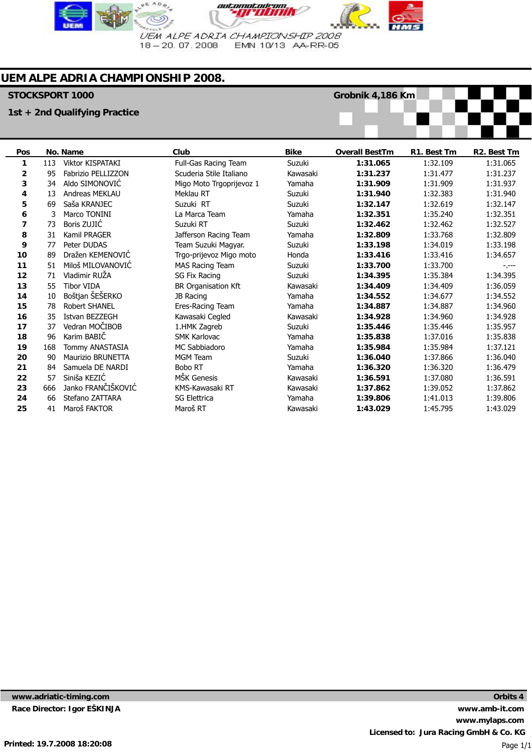UEM ALPE ADRIA CHAMPIONSHIP 2008
18 – 20. 07. 2008 EMN 10/13 AA-RR-05

# UEM ALPE ADRIA CHAMPIONSHIP 2008.

## STOCKSPORT 1000

**Grobnik 4,186 Km**

### 1st + 2nd Qualifying Practice

| Pos | No. | Name | Club | Bike | Overall BestTm | R1. Best Tm | R2. Best Tm |
|---|---|---|---|---|---|---|---|
| 1 | 113 | Viktor KISPATAKI | Full-Gas Racing Team | Suzuki | **1:31.065** | 1:32.109 | 1:31.065 |
| 2 | 95 | Fabrizio PELLIZZON | Scuderia Stile Italiano | Kawasaki | **1:31.237** | 1:31.477 | 1:31.237 |
| 3 | 34 | Aldo SIMONOVIĆ | Migo Moto Trgoprijevoz 1 | Yamaha | **1:31.909** | 1:31.909 | 1:31.937 |
| 4 | 13 | Andreas MEKLAU | Meklau RT | Suzuki | **1:31.940** | 1:32.383 | 1:31.940 |
| 5 | 69 | Saša KRANJEC | Suzuki RT | Suzuki | **1:32.147** | 1:32.619 | 1:32.147 |
| 6 | 3 | Marco TONINI | La Marca Team | Yamaha | **1:32.351** | 1:35.240 | 1:32.351 |
| 7 | 73 | Boris ZUJIĆ | Suzuki RT | Suzuki | **1:32.462** | 1:32.462 | 1:32.527 |
| 8 | 31 | Kamil PRAGER | Jafferson Racing Team | Yamaha | **1:32.809** | 1:33.768 | 1:32.809 |
| 9 | 77 | Peter DUDAS | Team Suzuki Magyar. | Suzuki | **1:33.198** | 1:34.019 | 1:33.198 |
| 10 | 89 | Dražen KEMENOVIĆ | Trgo-prijevoz Migo moto | Honda | **1:33.416** | 1:33.416 | 1:34.657 |
| 11 | 51 | Miloš MILOVANOVIĆ | MAS Racing Team | Suzuki | **1:33.700** | 1:33.700 | -.--- |
| 12 | 71 | Vladimir RUŽA | SG Fix Racing | Suzuki | **1:34.395** | 1:35.384 | 1:34.395 |
| 13 | 55 | Tibor VIDA | BR Organisation Kft | Kawasaki | **1:34.409** | 1:34.409 | 1:36.059 |
| 14 | 10 | Boštjan ŠEŠERKO | JB Racing | Yamaha | **1:34.552** | 1:34.677 | 1:34.552 |
| 15 | 78 | Robert SHANEL | Eres-Racing Team | Yamaha | **1:34.887** | 1:34.887 | 1:34.960 |
| 16 | 35 | Istvan BEZZEGH | Kawasaki Cegled | Kawasaki | **1:34.928** | 1:34.960 | 1:34.928 |
| 17 | 37 | Vedran MOČIBOB | 1.HMK Zagreb | Suzuki | **1:35.446** | 1:35.446 | 1:35.957 |
| 18 | 96 | Karim BABIČ | SMK Karlovac | Yamaha | **1:35.838** | 1:37.016 | 1:35.838 |
| 19 | 168 | Tommy ANASTASIA | MC Sabbiadoro | Yamaha | **1:35.984** | 1:35.984 | 1:37.121 |
| 20 | 90 | Maurizio BRUNETTA | MGM Team | Suzuki | **1:36.040** | 1:37.866 | 1:36.040 |
| 21 | 84 | Samuela DE NARDI | Bobo RT | Yamaha | **1:36.320** | 1:36.320 | 1:36.479 |
| 22 | 57 | Siniša KEZIĆ | MŠK Genesis | Kawasaki | **1:36.591** | 1:37.080 | 1:36.591 |
| 23 | 666 | Janko FRANČIŠKOVIĆ | KMS-Kawasaki RT | Kawasaki | **1:37.862** | 1:39.052 | 1:37.862 |
| 24 | 66 | Stefano ZATTARA | SG Elettrica | Yamaha | **1:39.806** | 1:41.013 | 1:39.806 |
| 25 | 41 | Maroš FAKTOR | Maroš RT | Kawasaki | **1:43.029** | 1:45.795 | 1:43.029 |

**www.adriatic-timing.com**

**Race Director: Igor EŠKINJA**

**Orbits 4**

**www.amb-it.com**

**www.mylaps.com**

**Licensed to: Jura Racing GmbH & Co. KG**

**Printed: 19.7.2008 18:20:08**